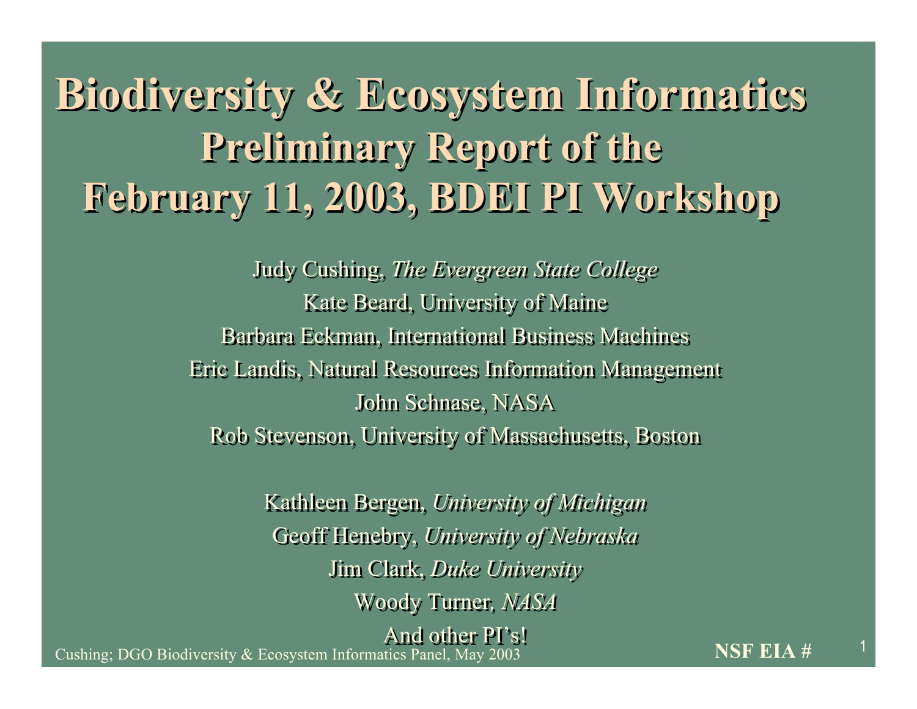# Biodiversity & Ecosystem Informatics

## Preliminary Report of the February 11, 2003, BDEI PI Workshop

Judy Cushing, *The Evergreen State College*

Kate Beard, University of Maine

Barbara Eckman, International Business Machines

Eric Landis, Natural Resources Information Management

John Schnase, NASA

Rob Stevenson, University of Massachusetts, Boston

Kathleen Bergen, *University of Michigan*

Geoff Henebry, *University of Nebraska*

Jim Clark, *Duke University*

Woody Turner, *NASA*

And other PI's!

Cushing; DGO Biodiversity & Ecosystem Informatics Panel, May 2003

**NSF EIA #**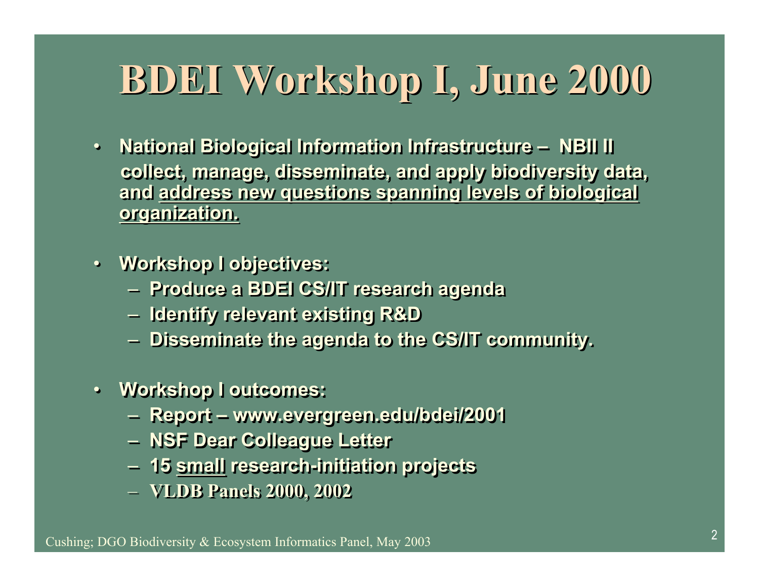# BDEI Workshop I, June 2000

- **National Biological Information Infrastructure – NBII II**
  **collect, manage, disseminate, and apply biodiversity data, and <u>address new questions spanning levels of biological organization.</u>**

- **Workshop I objectives:**
  - **Produce a BDEI CS/IT research agenda**
  - **Identify relevant existing R&D**
  - **Disseminate the agenda to the CS/IT community.**

- **Workshop I outcomes:**
  - **Report – www.evergreen.edu/bdei/2001**
  - **NSF Dear Colleague Letter**
  - **15 <u>small</u> research-initiation projects**
  - **VLDB Panels 2000, 2002**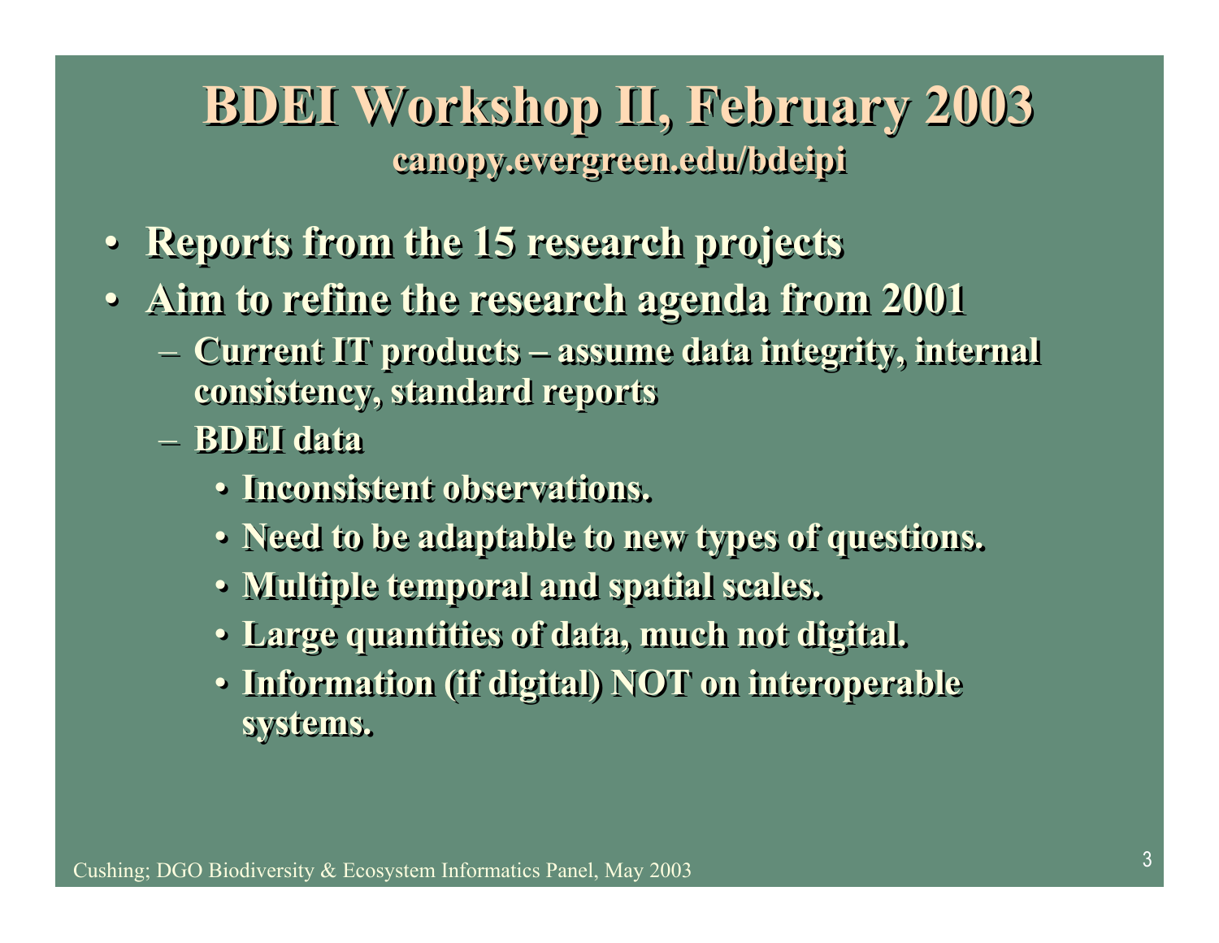# BDEI Workshop II, February 2003

**canopy.evergreen.edu/bdeipi**

- Reports from the 15 research projects
- Aim to refine the research agenda from 2001
  - Current IT products – assume data integrity, internal consistency, standard reports
  - BDEI data
    - Inconsistent observations.
    - Need to be adaptable to new types of questions.
    - Multiple temporal and spatial scales.
    - Large quantities of data, much not digital.
    - Information (if digital) NOT on interoperable systems.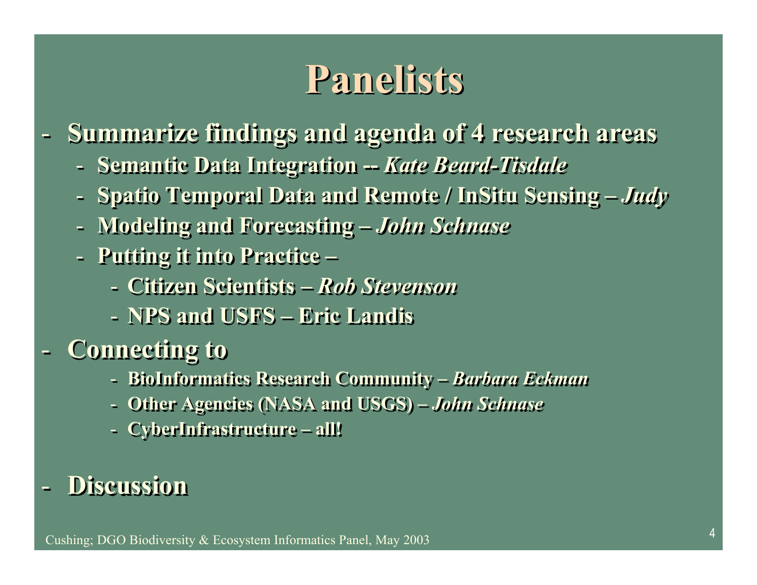# Panelists

- **Summarize findings and agenda of 4 research areas**
  - **Semantic Data Integration -- *Kate Beard-Tisdale***
  - **Spatio Temporal Data and Remote / InSitu Sensing – *Judy***
  - **Modeling and Forecasting – *John Schnase***
  - **Putting it into Practice –**
    - **Citizen Scientists – *Rob Stevenson***
    - **NPS and USFS – Eric Landis**
- **Connecting to**
  - **BioInformatics Research Community – *Barbara Eckman***
  - **Other Agencies (NASA and USGS) – *John Schnase***
  - **CyberInfrastructure – all!**
- **Discussion**

Cushing; DGO Biodiversity & Ecosystem Informatics Panel, May 2003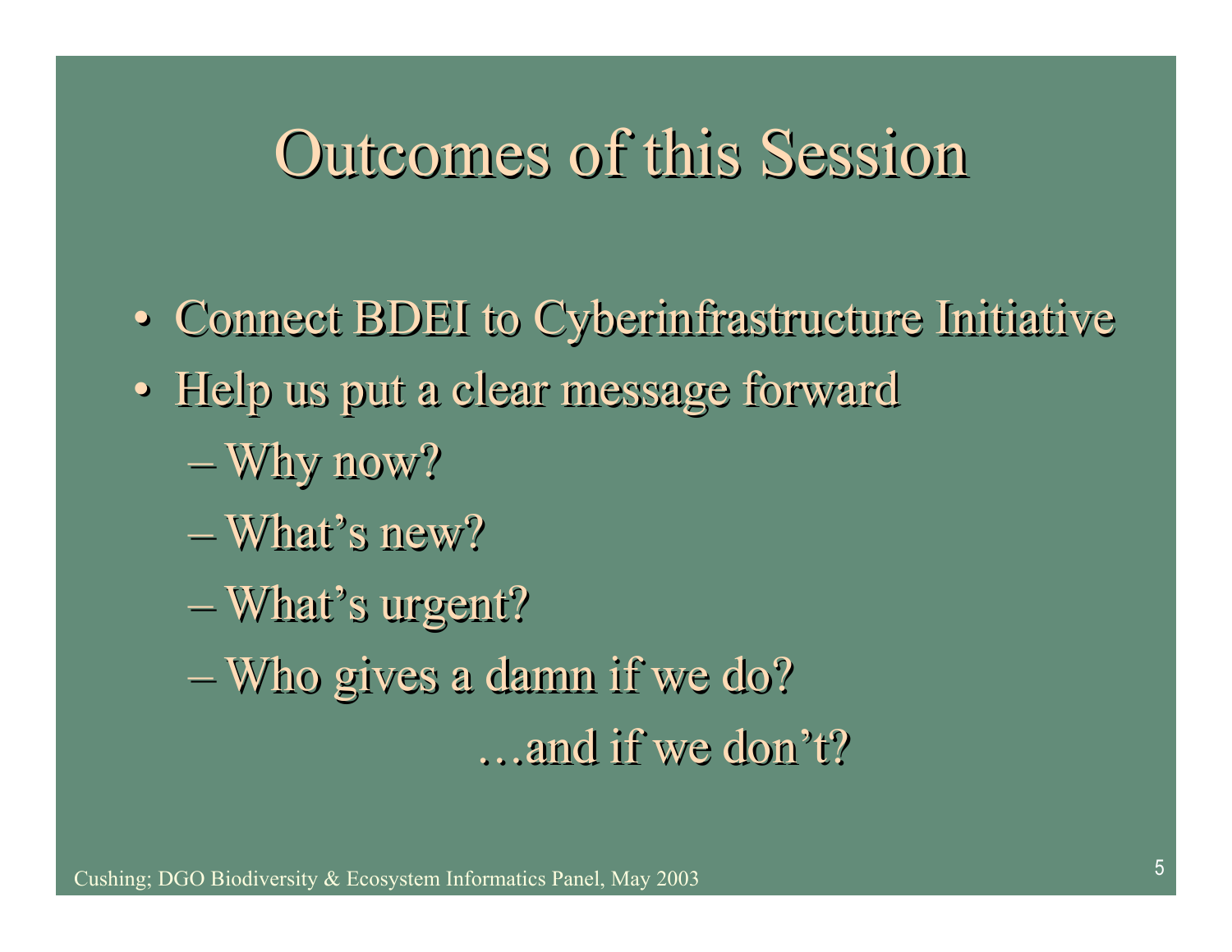# Outcomes of this Session

- Connect BDEI to Cyberinfrastructure Initiative
- Help us put a clear message forward
  - Why now?
  - What's new?
  - What's urgent?
  - Who gives a damn if we do?

    …and if we don't?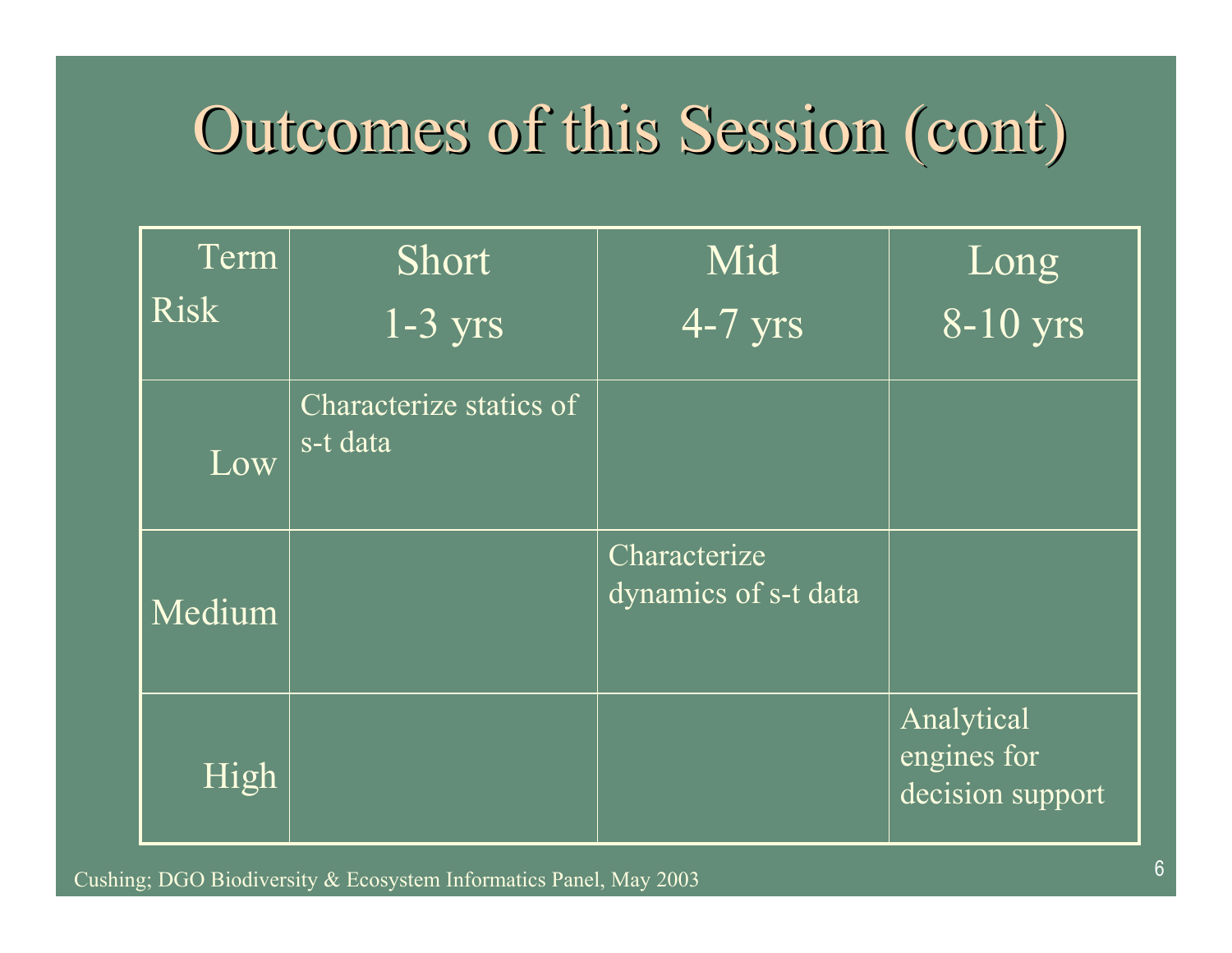# Outcomes of this Session (cont)

| Term / Risk | Short 1-3 yrs | Mid 4-7 yrs | Long 8-10 yrs |
|---|---|---|---|
| Low | Characterize statics of s-t data | | |
| Medium | | Characterize dynamics of s-t data | |
| High | | | Analytical engines for decision support |

Cushing; DGO Biodiversity & Ecosystem Informatics Panel, May 2003